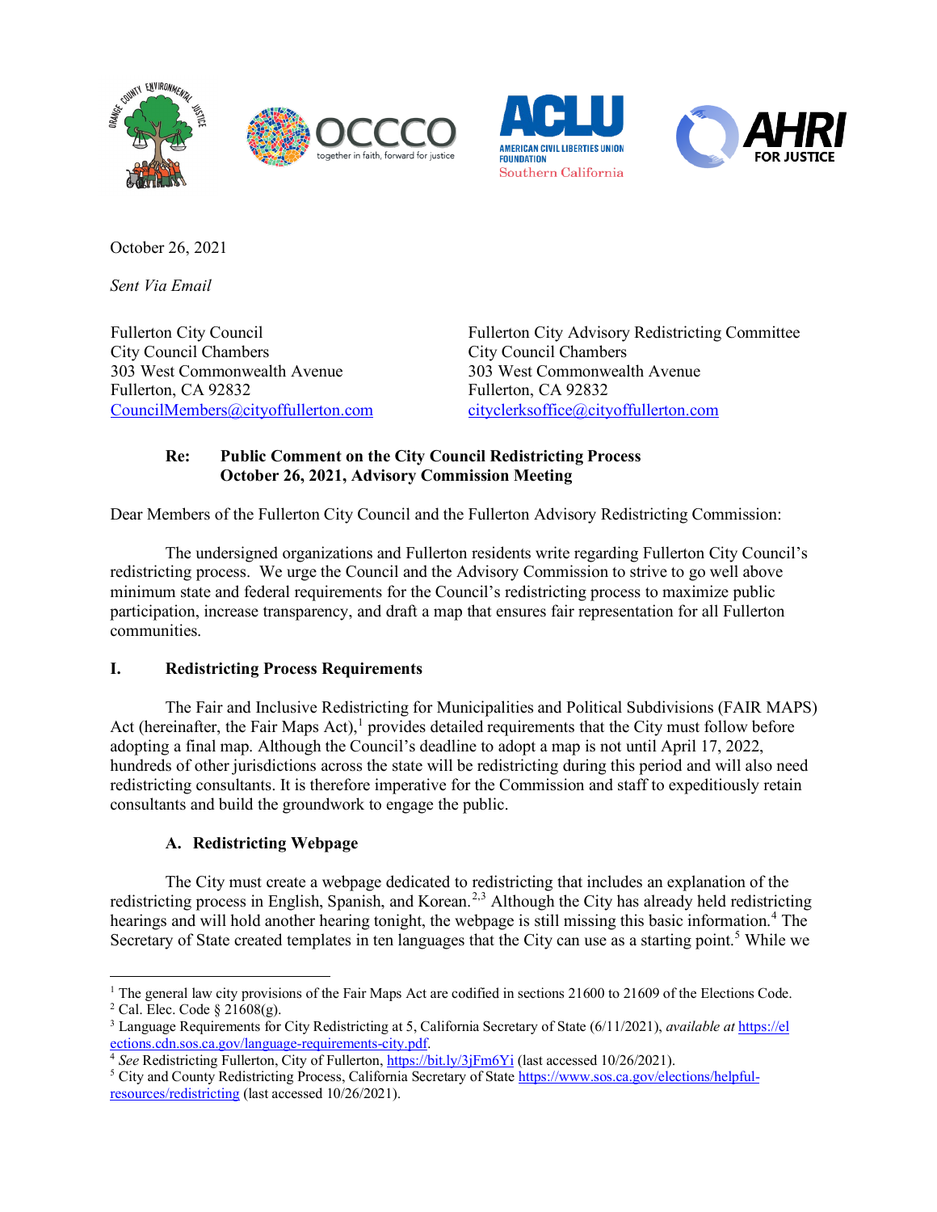October 26, 2021

*Sent Via Email*

Fullerton City Council
City Council Chambers
303 West Commonwealth Avenue
Fullerton, CA 92832
CouncilMembers@cityoffullerton.com

Fullerton City Advisory Redistricting Committee
City Council Chambers
303 West Commonwealth Avenue
Fullerton, CA 92832
cityclerksoffice@cityoffullerton.com

**Re: Public Comment on the City Council Redistricting Process**
**October 26, 2021, Advisory Commission Meeting**

Dear Members of the Fullerton City Council and the Fullerton Advisory Redistricting Commission:

The undersigned organizations and Fullerton residents write regarding Fullerton City Council's redistricting process. We urge the Council and the Advisory Commission to strive to go well above minimum state and federal requirements for the Council's redistricting process to maximize public participation, increase transparency, and draft a map that ensures fair representation for all Fullerton communities.

## I. Redistricting Process Requirements

The Fair and Inclusive Redistricting for Municipalities and Political Subdivisions (FAIR MAPS) Act (hereinafter, the Fair Maps Act),[1] provides detailed requirements that the City must follow before adopting a final map. Although the Council's deadline to adopt a map is not until April 17, 2022, hundreds of other jurisdictions across the state will be redistricting during this period and will also need redistricting consultants. It is therefore imperative for the Commission and staff to expeditiously retain consultants and build the groundwork to engage the public.

### A. Redistricting Webpage

The City must create a webpage dedicated to redistricting that includes an explanation of the redistricting process in English, Spanish, and Korean.[2,3] Although the City has already held redistricting hearings and will hold another hearing tonight, the webpage is still missing this basic information.[4] The Secretary of State created templates in ten languages that the City can use as a starting point.[5] While we

---

[1] The general law city provisions of the Fair Maps Act are codified in sections 21600 to 21609 of the Elections Code.

[2] Cal. Elec. Code § 21608(g).

[3] Language Requirements for City Redistricting at 5, California Secretary of State (6/11/2021), *available at* https://elections.cdn.sos.ca.gov/language-requirements-city.pdf.

[4] *See* Redistricting Fullerton, City of Fullerton, https://bit.ly/3jFm6Yi (last accessed 10/26/2021).

[5] City and County Redistricting Process, California Secretary of State https://www.sos.ca.gov/elections/helpful-resources/redistricting (last accessed 10/26/2021).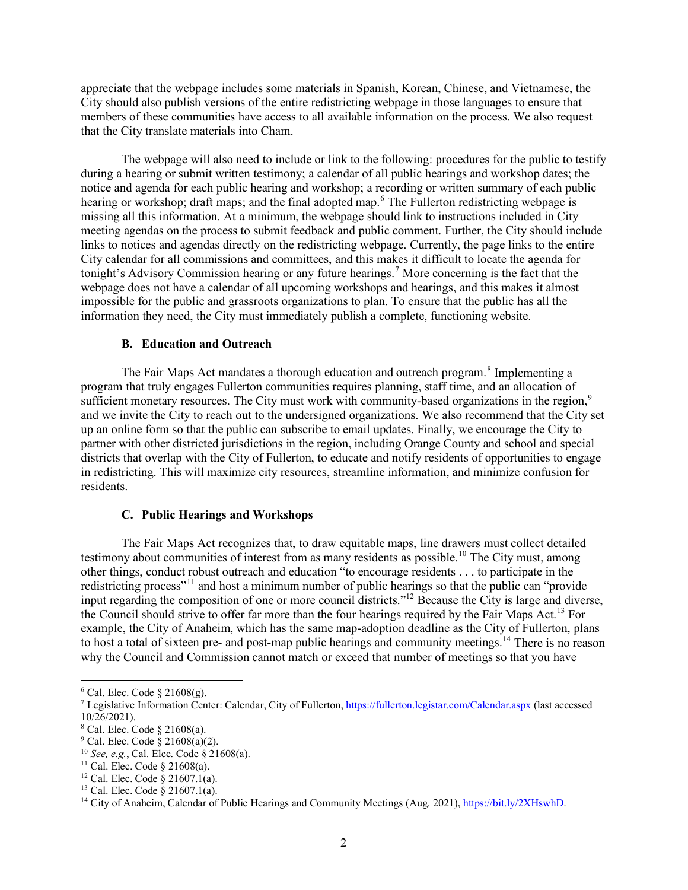appreciate that the webpage includes some materials in Spanish, Korean, Chinese, and Vietnamese, the City should also publish versions of the entire redistricting webpage in those languages to ensure that members of these communities have access to all available information on the process. We also request that the City translate materials into Cham.

The webpage will also need to include or link to the following: procedures for the public to testify during a hearing or submit written testimony; a calendar of all public hearings and workshop dates; the notice and agenda for each public hearing and workshop; a recording or written summary of each public hearing or workshop; draft maps; and the final adopted map.[6] The Fullerton redistricting webpage is missing all this information. At a minimum, the webpage should link to instructions included in City meeting agendas on the process to submit feedback and public comment. Further, the City should include links to notices and agendas directly on the redistricting webpage. Currently, the page links to the entire City calendar for all commissions and committees, and this makes it difficult to locate the agenda for tonight's Advisory Commission hearing or any future hearings.[7] More concerning is the fact that the webpage does not have a calendar of all upcoming workshops and hearings, and this makes it almost impossible for the public and grassroots organizations to plan. To ensure that the public has all the information they need, the City must immediately publish a complete, functioning website.

### B. Education and Outreach

The Fair Maps Act mandates a thorough education and outreach program.[8] Implementing a program that truly engages Fullerton communities requires planning, staff time, and an allocation of sufficient monetary resources. The City must work with community-based organizations in the region,[9] and we invite the City to reach out to the undersigned organizations. We also recommend that the City set up an online form so that the public can subscribe to email updates. Finally, we encourage the City to partner with other districted jurisdictions in the region, including Orange County and school and special districts that overlap with the City of Fullerton, to educate and notify residents of opportunities to engage in redistricting. This will maximize city resources, streamline information, and minimize confusion for residents.

### C. Public Hearings and Workshops

The Fair Maps Act recognizes that, to draw equitable maps, line drawers must collect detailed testimony about communities of interest from as many residents as possible.[10] The City must, among other things, conduct robust outreach and education "to encourage residents . . . to participate in the redistricting process"[11] and host a minimum number of public hearings so that the public can "provide input regarding the composition of one or more council districts."[12] Because the City is large and diverse, the Council should strive to offer far more than the four hearings required by the Fair Maps Act.[13] For example, the City of Anaheim, which has the same map-adoption deadline as the City of Fullerton, plans to host a total of sixteen pre- and post-map public hearings and community meetings.[14] There is no reason why the Council and Commission cannot match or exceed that number of meetings so that you have

---

[6] Cal. Elec. Code § 21608(g).

[7] Legislative Information Center: Calendar, City of Fullerton, https://fullerton.legistar.com/Calendar.aspx (last accessed 10/26/2021).

[8] Cal. Elec. Code § 21608(a).

[9] Cal. Elec. Code § 21608(a)(2).

[10] *See, e.g.*, Cal. Elec. Code § 21608(a).

[11] Cal. Elec. Code § 21608(a).

[12] Cal. Elec. Code § 21607.1(a).

[13] Cal. Elec. Code § 21607.1(a).

[14] City of Anaheim, Calendar of Public Hearings and Community Meetings (Aug. 2021), https://bit.ly/2XHswhD.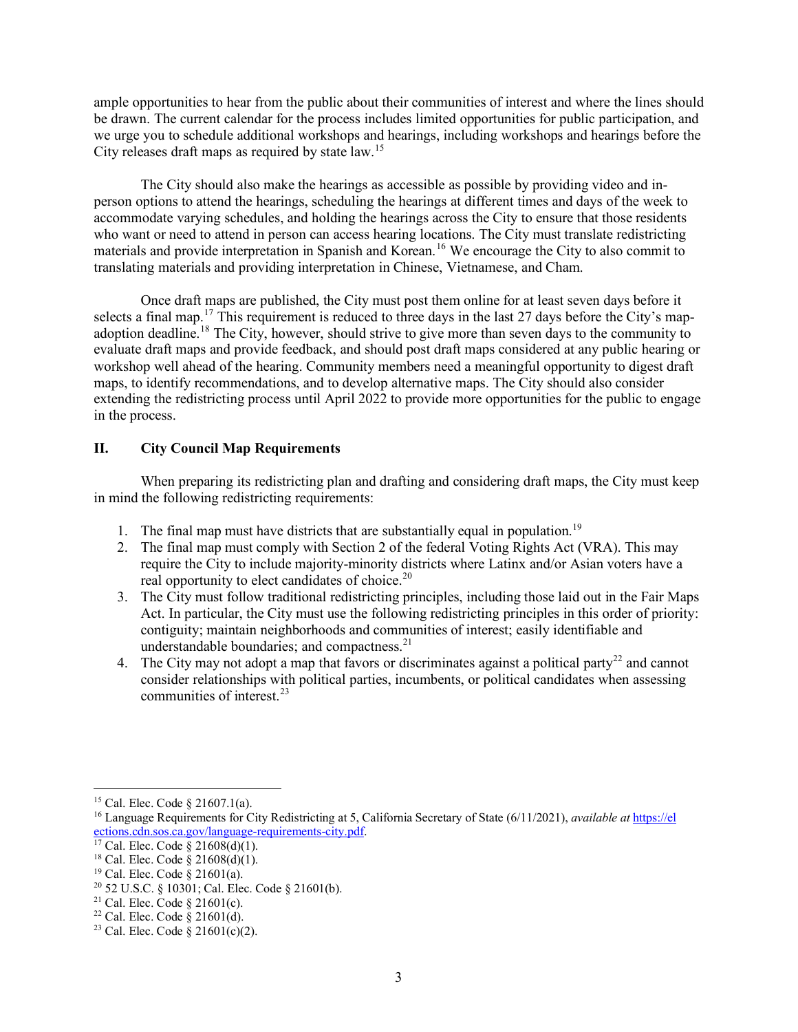ample opportunities to hear from the public about their communities of interest and where the lines should be drawn. The current calendar for the process includes limited opportunities for public participation, and we urge you to schedule additional workshops and hearings, including workshops and hearings before the City releases draft maps as required by state law.[15]

The City should also make the hearings as accessible as possible by providing video and in-person options to attend the hearings, scheduling the hearings at different times and days of the week to accommodate varying schedules, and holding the hearings across the City to ensure that those residents who want or need to attend in person can access hearing locations. The City must translate redistricting materials and provide interpretation in Spanish and Korean.[16] We encourage the City to also commit to translating materials and providing interpretation in Chinese, Vietnamese, and Cham.

Once draft maps are published, the City must post them online for at least seven days before it selects a final map.[17] This requirement is reduced to three days in the last 27 days before the City's map-adoption deadline.[18] The City, however, should strive to give more than seven days to the community to evaluate draft maps and provide feedback, and should post draft maps considered at any public hearing or workshop well ahead of the hearing. Community members need a meaningful opportunity to digest draft maps, to identify recommendations, and to develop alternative maps. The City should also consider extending the redistricting process until April 2022 to provide more opportunities for the public to engage in the process.

## II. City Council Map Requirements

When preparing its redistricting plan and drafting and considering draft maps, the City must keep in mind the following redistricting requirements:

1. The final map must have districts that are substantially equal in population.[19]
2. The final map must comply with Section 2 of the federal Voting Rights Act (VRA). This may require the City to include majority-minority districts where Latinx and/or Asian voters have a real opportunity to elect candidates of choice.[20]
3. The City must follow traditional redistricting principles, including those laid out in the Fair Maps Act. In particular, the City must use the following redistricting principles in this order of priority: contiguity; maintain neighborhoods and communities of interest; easily identifiable and understandable boundaries; and compactness.[21]
4. The City may not adopt a map that favors or discriminates against a political party[22] and cannot consider relationships with political parties, incumbents, or political candidates when assessing communities of interest.[23]

---

[15] Cal. Elec. Code § 21607.1(a).

[16] Language Requirements for City Redistricting at 5, California Secretary of State (6/11/2021), *available at* https://elections.cdn.sos.ca.gov/language-requirements-city.pdf.

[17] Cal. Elec. Code § 21608(d)(1).

[18] Cal. Elec. Code § 21608(d)(1).

[19] Cal. Elec. Code § 21601(a).

[20] 52 U.S.C. § 10301; Cal. Elec. Code § 21601(b).

[21] Cal. Elec. Code § 21601(c).

[22] Cal. Elec. Code § 21601(d).

[23] Cal. Elec. Code § 21601(c)(2).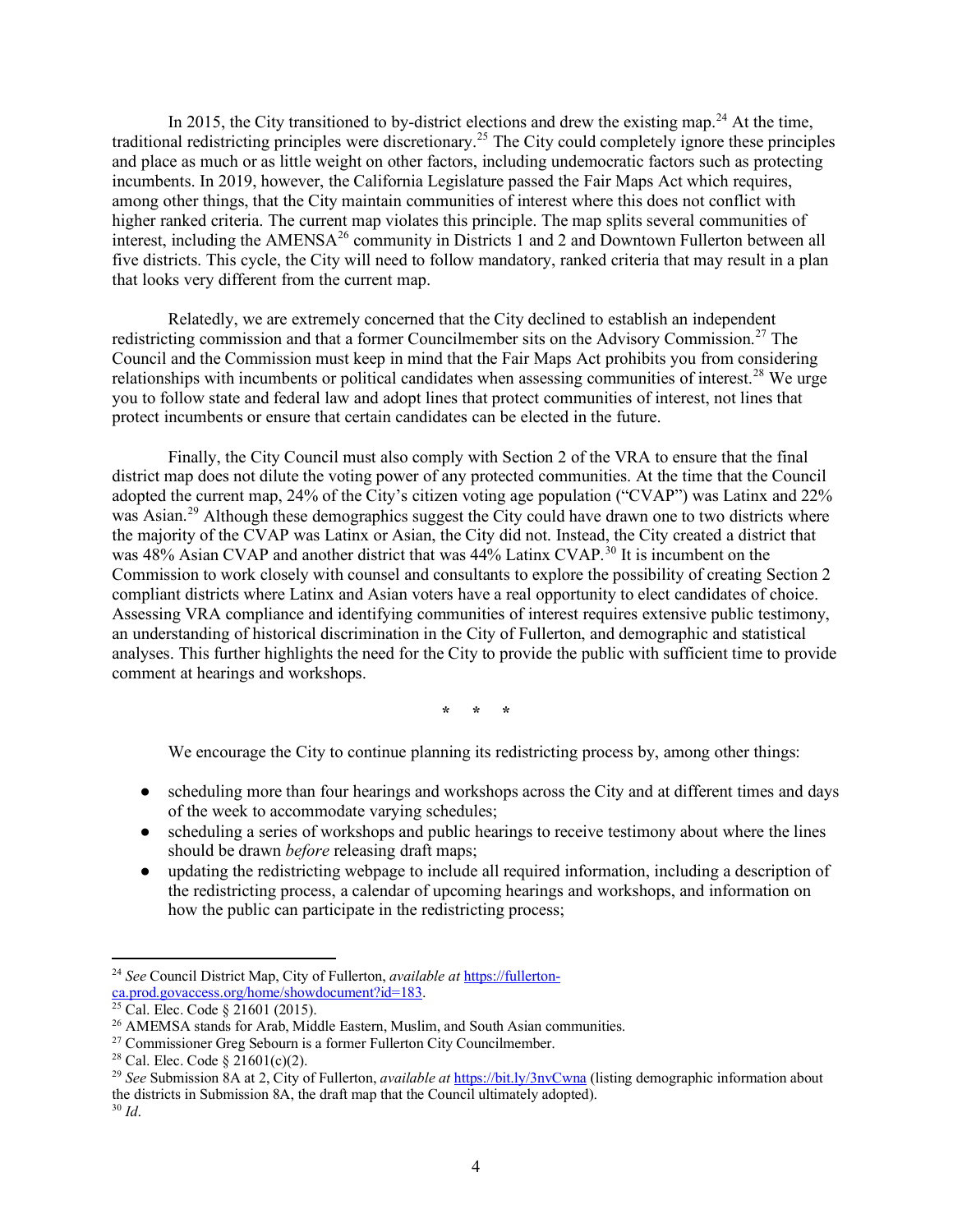In 2015, the City transitioned to by-district elections and drew the existing map.[24] At the time, traditional redistricting principles were discretionary.[25] The City could completely ignore these principles and place as much or as little weight on other factors, including undemocratic factors such as protecting incumbents. In 2019, however, the California Legislature passed the Fair Maps Act which requires, among other things, that the City maintain communities of interest where this does not conflict with higher ranked criteria. The current map violates this principle. The map splits several communities of interest, including the AMENSA[26] community in Districts 1 and 2 and Downtown Fullerton between all five districts. This cycle, the City will need to follow mandatory, ranked criteria that may result in a plan that looks very different from the current map.

Relatedly, we are extremely concerned that the City declined to establish an independent redistricting commission and that a former Councilmember sits on the Advisory Commission.[27] The Council and the Commission must keep in mind that the Fair Maps Act prohibits you from considering relationships with incumbents or political candidates when assessing communities of interest.[28] We urge you to follow state and federal law and adopt lines that protect communities of interest, not lines that protect incumbents or ensure that certain candidates can be elected in the future.

Finally, the City Council must also comply with Section 2 of the VRA to ensure that the final district map does not dilute the voting power of any protected communities. At the time that the Council adopted the current map, 24% of the City's citizen voting age population ("CVAP") was Latinx and 22% was Asian.[29] Although these demographics suggest the City could have drawn one to two districts where the majority of the CVAP was Latinx or Asian, the City did not. Instead, the City created a district that was 48% Asian CVAP and another district that was 44% Latinx CVAP.[30] It is incumbent on the Commission to work closely with counsel and consultants to explore the possibility of creating Section 2 compliant districts where Latinx and Asian voters have a real opportunity to elect candidates of choice. Assessing VRA compliance and identifying communities of interest requires extensive public testimony, an understanding of historical discrimination in the City of Fullerton, and demographic and statistical analyses. This further highlights the need for the City to provide the public with sufficient time to provide comment at hearings and workshops.

\* \* \*

We encourage the City to continue planning its redistricting process by, among other things:

- scheduling more than four hearings and workshops across the City and at different times and days of the week to accommodate varying schedules;
- scheduling a series of workshops and public hearings to receive testimony about where the lines should be drawn *before* releasing draft maps;
- updating the redistricting webpage to include all required information, including a description of the redistricting process, a calendar of upcoming hearings and workshops, and information on how the public can participate in the redistricting process;

---

[24] *See* Council District Map, City of Fullerton, *available at* https://fullerton-ca.prod.govaccess.org/home/showdocument?id=183.

[25] Cal. Elec. Code § 21601 (2015).

[26] AMEMSA stands for Arab, Middle Eastern, Muslim, and South Asian communities.

[27] Commissioner Greg Sebourn is a former Fullerton City Councilmember.

[28] Cal. Elec. Code § 21601(c)(2).

[29] *See* Submission 8A at 2, City of Fullerton, *available at* https://bit.ly/3nvCwna (listing demographic information about the districts in Submission 8A, the draft map that the Council ultimately adopted).

[30] *Id*.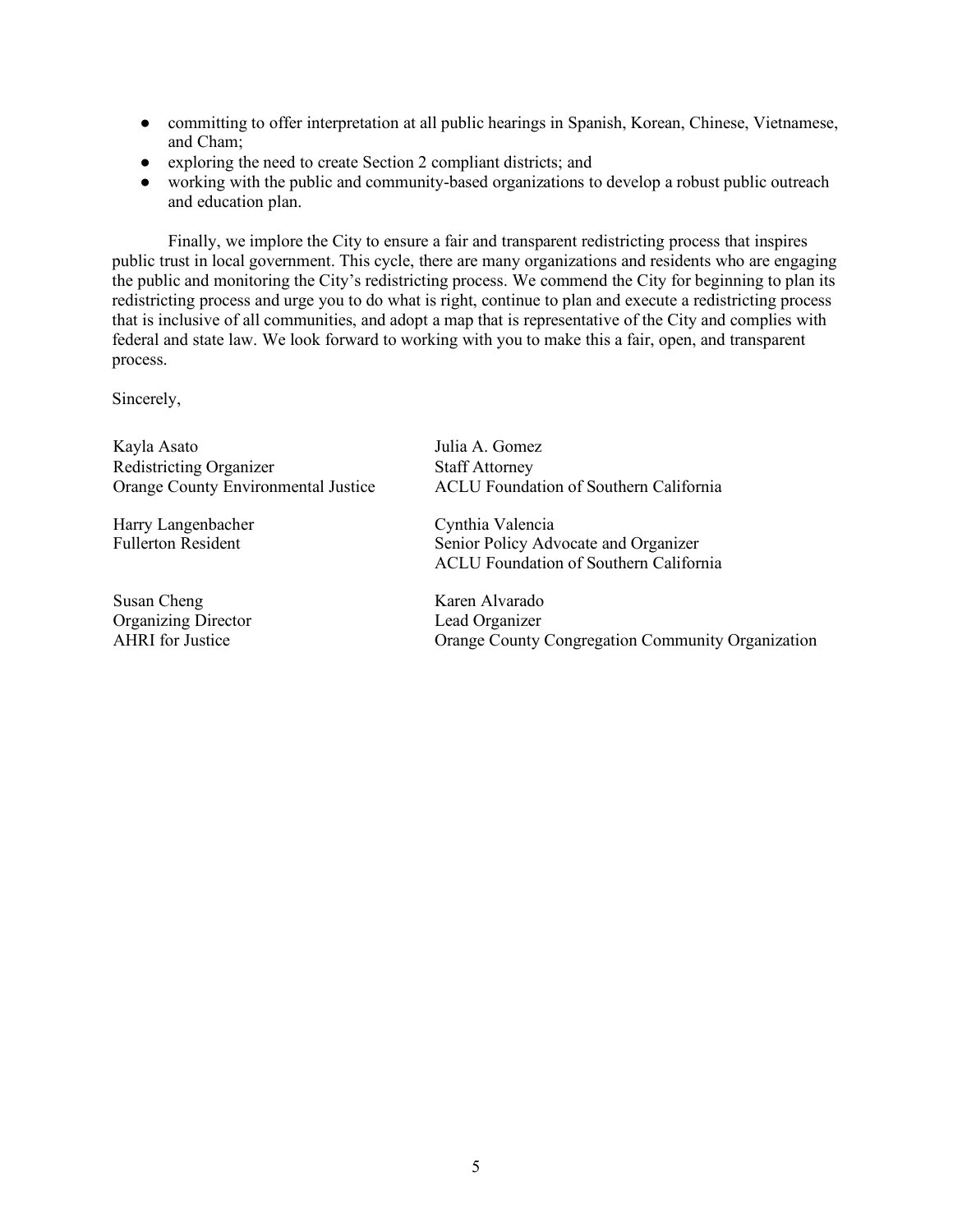- committing to offer interpretation at all public hearings in Spanish, Korean, Chinese, Vietnamese, and Cham;
- exploring the need to create Section 2 compliant districts; and
- working with the public and community-based organizations to develop a robust public outreach and education plan.

Finally, we implore the City to ensure a fair and transparent redistricting process that inspires public trust in local government. This cycle, there are many organizations and residents who are engaging the public and monitoring the City's redistricting process. We commend the City for beginning to plan its redistricting process and urge you to do what is right, continue to plan and execute a redistricting process that is inclusive of all communities, and adopt a map that is representative of the City and complies with federal and state law. We look forward to working with you to make this a fair, open, and transparent process.

Sincerely,

Kayla Asato
Redistricting Organizer
Orange County Environmental Justice

Julia A. Gomez
Staff Attorney
ACLU Foundation of Southern California

Harry Langenbacher
Fullerton Resident

Cynthia Valencia
Senior Policy Advocate and Organizer
ACLU Foundation of Southern California

Susan Cheng
Organizing Director
AHRI for Justice

Karen Alvarado
Lead Organizer
Orange County Congregation Community Organization